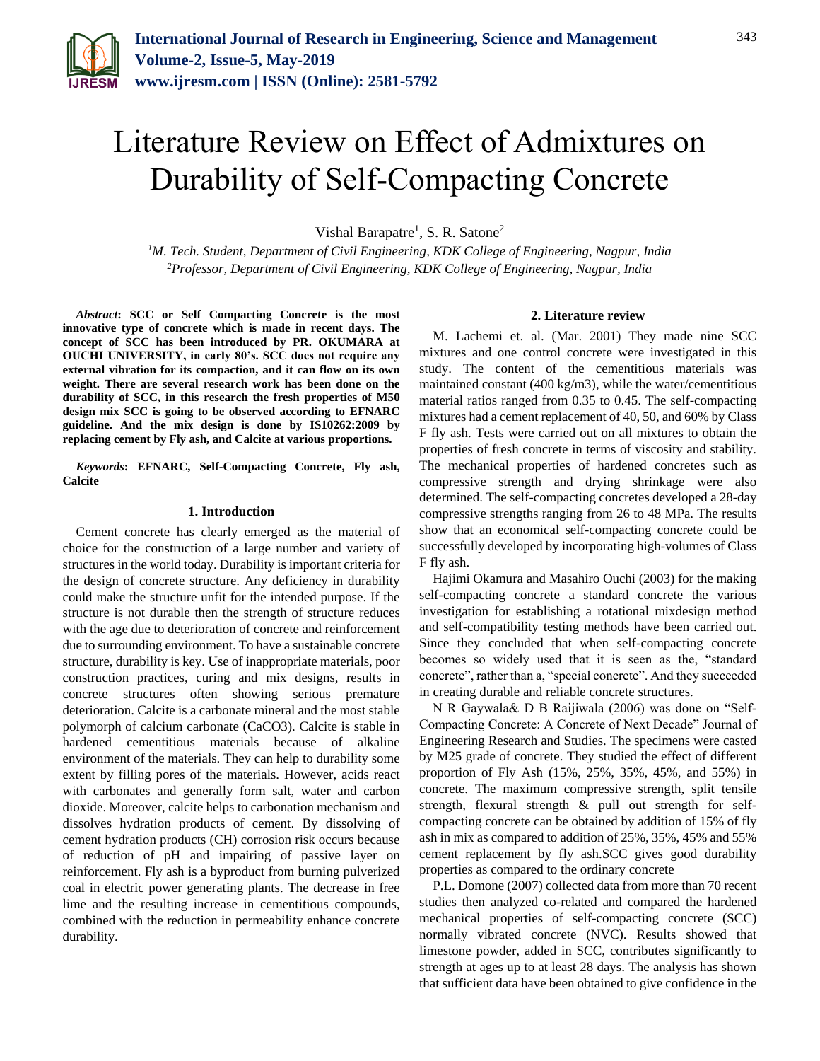# Literature Review on Effect of Admixtures on Durability of Self-Compacting Concrete

Vishal Barapatre[1], S. R. Satone[2]

[1]M. Tech. Student, Department of Civil Engineering, KDK College of Engineering, Nagpur, India
[2]Professor, Department of Civil Engineering, KDK College of Engineering, Nagpur, India

***Abstract*: SCC or Self Compacting Concrete is the most innovative type of concrete which is made in recent days. The concept of SCC has been introduced by PR. OKUMARA at OUCHI UNIVERSITY, in early 80's. SCC does not require any external vibration for its compaction, and it can flow on its own weight. There are several research work has been done on the durability of SCC, in this research the fresh properties of M50 design mix SCC is going to be observed according to EFNARC guideline. And the mix design is done by IS10262:2009 by replacing cement by Fly ash, and Calcite at various proportions.**

***Keywords*: EFNARC, Self-Compacting Concrete, Fly ash, Calcite**

## 1. Introduction

Cement concrete has clearly emerged as the material of choice for the construction of a large number and variety of structures in the world today. Durability is important criteria for the design of concrete structure. Any deficiency in durability could make the structure unfit for the intended purpose. If the structure is not durable then the strength of structure reduces with the age due to deterioration of concrete and reinforcement due to surrounding environment. To have a sustainable concrete structure, durability is key. Use of inappropriate materials, poor construction practices, curing and mix designs, results in concrete structures often showing serious premature deterioration. Calcite is a carbonate mineral and the most stable polymorph of calcium carbonate ($CaCO_3$). Calcite is stable in hardened cementitious materials because of alkaline environment of the materials. They can help to durability some extent by filling pores of the materials. However, acids react with carbonates and generally form salt, water and carbon dioxide. Moreover, calcite helps to carbonation mechanism and dissolves hydration products of cement. By dissolving of cement hydration products (CH) corrosion risk occurs because of reduction of pH and impairing of passive layer on reinforcement. Fly ash is a byproduct from burning pulverized coal in electric power generating plants. The decrease in free lime and the resulting increase in cementitious compounds, combined with the reduction in permeability enhance concrete durability.

## 2. Literature review

M. Lachemi et. al. (Mar. 2001) They made nine SCC mixtures and one control concrete were investigated in this study. The content of the cementitious materials was maintained constant (400 kg/m3), while the water/cementitious material ratios ranged from 0.35 to 0.45. The self-compacting mixtures had a cement replacement of 40, 50, and 60% by Class F fly ash. Tests were carried out on all mixtures to obtain the properties of fresh concrete in terms of viscosity and stability. The mechanical properties of hardened concretes such as compressive strength and drying shrinkage were also determined. The self-compacting concretes developed a 28-day compressive strengths ranging from 26 to 48 MPa. The results show that an economical self-compacting concrete could be successfully developed by incorporating high-volumes of Class F fly ash.

Hajimi Okamura and Masahiro Ouchi (2003) for the making self-compacting concrete a standard concrete the various investigation for establishing a rotational mixdesign method and self-compatibility testing methods have been carried out. Since they concluded that when self-compacting concrete becomes so widely used that it is seen as the, "standard concrete", rather than a, "special concrete". And they succeeded in creating durable and reliable concrete structures.

N R Gaywala& D B Raijiwala (2006) was done on "Self-Compacting Concrete: A Concrete of Next Decade" Journal of Engineering Research and Studies. The specimens were casted by M25 grade of concrete. They studied the effect of different proportion of Fly Ash (15%, 25%, 35%, 45%, and 55%) in concrete. The maximum compressive strength, split tensile strength, flexural strength & pull out strength for self-compacting concrete can be obtained by addition of 15% of fly ash in mix as compared to addition of 25%, 35%, 45% and 55% cement replacement by fly ash.SCC gives good durability properties as compared to the ordinary concrete

P.L. Domone (2007) collected data from more than 70 recent studies then analyzed co-related and compared the hardened mechanical properties of self-compacting concrete (SCC) normally vibrated concrete (NVC). Results showed that limestone powder, added in SCC, contributes significantly to strength at ages up to at least 28 days. The analysis has shown that sufficient data have been obtained to give confidence in the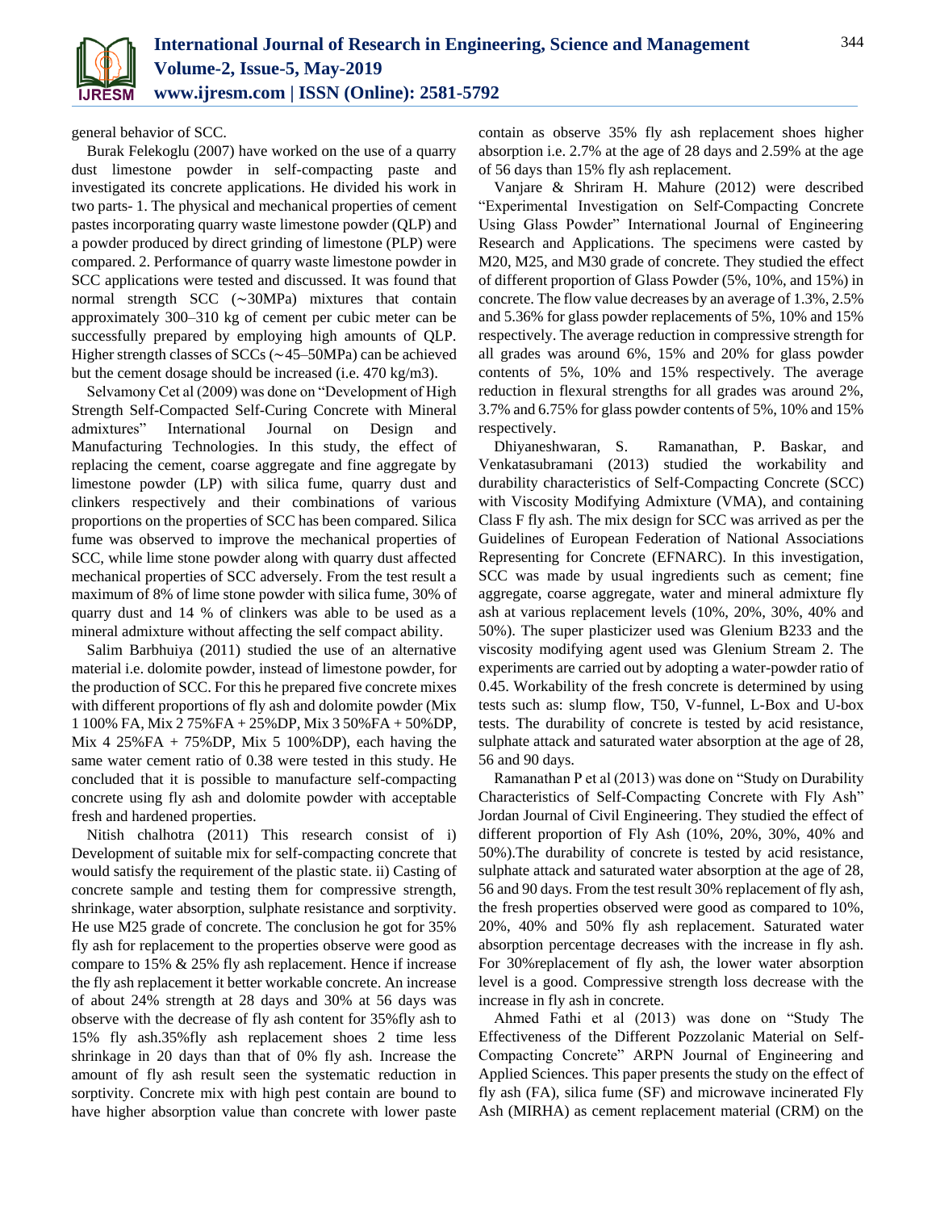general behavior of SCC.

Burak Felekoglu (2007) have worked on the use of a quarry dust limestone powder in self-compacting paste and investigated its concrete applications. He divided his work in two parts- 1. The physical and mechanical properties of cement pastes incorporating quarry waste limestone powder (QLP) and a powder produced by direct grinding of limestone (PLP) were compared. 2. Performance of quarry waste limestone powder in SCC applications were tested and discussed. It was found that normal strength SCC (∼30MPa) mixtures that contain approximately 300–310 kg of cement per cubic meter can be successfully prepared by employing high amounts of QLP. Higher strength classes of SCCs (∼45–50MPa) can be achieved but the cement dosage should be increased (i.e. 470 kg/m3).

Selvamony Cet al (2009) was done on "Development of High Strength Self-Compacted Self-Curing Concrete with Mineral admixtures" International Journal on Design and Manufacturing Technologies. In this study, the effect of replacing the cement, coarse aggregate and fine aggregate by limestone powder (LP) with silica fume, quarry dust and clinkers respectively and their combinations of various proportions on the properties of SCC has been compared. Silica fume was observed to improve the mechanical properties of SCC, while lime stone powder along with quarry dust affected mechanical properties of SCC adversely. From the test result a maximum of 8% of lime stone powder with silica fume, 30% of quarry dust and 14 % of clinkers was able to be used as a mineral admixture without affecting the self compact ability.

Salim Barbhuiya (2011) studied the use of an alternative material i.e. dolomite powder, instead of limestone powder, for the production of SCC. For this he prepared five concrete mixes with different proportions of fly ash and dolomite powder (Mix 1 100% FA, Mix 2 75%FA + 25%DP, Mix 3 50%FA + 50%DP, Mix 4 25%FA + 75%DP, Mix 5 100%DP), each having the same water cement ratio of 0.38 were tested in this study. He concluded that it is possible to manufacture self-compacting concrete using fly ash and dolomite powder with acceptable fresh and hardened properties.

Nitish chalhotra (2011) This research consist of i) Development of suitable mix for self-compacting concrete that would satisfy the requirement of the plastic state. ii) Casting of concrete sample and testing them for compressive strength, shrinkage, water absorption, sulphate resistance and sorptivity. He use M25 grade of concrete. The conclusion he got for 35% fly ash for replacement to the properties observe were good as compare to 15% & 25% fly ash replacement. Hence if increase the fly ash replacement it better workable concrete. An increase of about 24% strength at 28 days and 30% at 56 days was observe with the decrease of fly ash content for 35%fly ash to 15% fly ash.35%fly ash replacement shoes 2 time less shrinkage in 20 days than that of 0% fly ash. Increase the amount of fly ash result seen the systematic reduction in sorptivity. Concrete mix with high pest contain are bound to have higher absorption value than concrete with lower paste contain as observe 35% fly ash replacement shoes higher absorption i.e. 2.7% at the age of 28 days and 2.59% at the age of 56 days than 15% fly ash replacement.

Vanjare & Shriram H. Mahure (2012) were described "Experimental Investigation on Self-Compacting Concrete Using Glass Powder" International Journal of Engineering Research and Applications. The specimens were casted by M20, M25, and M30 grade of concrete. They studied the effect of different proportion of Glass Powder (5%, 10%, and 15%) in concrete. The flow value decreases by an average of 1.3%, 2.5% and 5.36% for glass powder replacements of 5%, 10% and 15% respectively. The average reduction in compressive strength for all grades was around 6%, 15% and 20% for glass powder contents of 5%, 10% and 15% respectively. The average reduction in flexural strengths for all grades was around 2%, 3.7% and 6.75% for glass powder contents of 5%, 10% and 15% respectively.

Dhiyaneshwaran, S. Ramanathan, P. Baskar, and Venkatasubramani (2013) studied the workability and durability characteristics of Self-Compacting Concrete (SCC) with Viscosity Modifying Admixture (VMA), and containing Class F fly ash. The mix design for SCC was arrived as per the Guidelines of European Federation of National Associations Representing for Concrete (EFNARC). In this investigation, SCC was made by usual ingredients such as cement; fine aggregate, coarse aggregate, water and mineral admixture fly ash at various replacement levels (10%, 20%, 30%, 40% and 50%). The super plasticizer used was Glenium B233 and the viscosity modifying agent used was Glenium Stream 2. The experiments are carried out by adopting a water-powder ratio of 0.45. Workability of the fresh concrete is determined by using tests such as: slump flow, T50, V-funnel, L-Box and U-box tests. The durability of concrete is tested by acid resistance, sulphate attack and saturated water absorption at the age of 28, 56 and 90 days.

Ramanathan P et al (2013) was done on "Study on Durability Characteristics of Self-Compacting Concrete with Fly Ash" Jordan Journal of Civil Engineering. They studied the effect of different proportion of Fly Ash (10%, 20%, 30%, 40% and 50%).The durability of concrete is tested by acid resistance, sulphate attack and saturated water absorption at the age of 28, 56 and 90 days. From the test result 30% replacement of fly ash, the fresh properties observed were good as compared to 10%, 20%, 40% and 50% fly ash replacement. Saturated water absorption percentage decreases with the increase in fly ash. For 30%replacement of fly ash, the lower water absorption level is a good. Compressive strength loss decrease with the increase in fly ash in concrete.

Ahmed Fathi et al (2013) was done on "Study The Effectiveness of the Different Pozzolanic Material on Self-Compacting Concrete" ARPN Journal of Engineering and Applied Sciences. This paper presents the study on the effect of fly ash (FA), silica fume (SF) and microwave incinerated Fly Ash (MIRHA) as cement replacement material (CRM) on the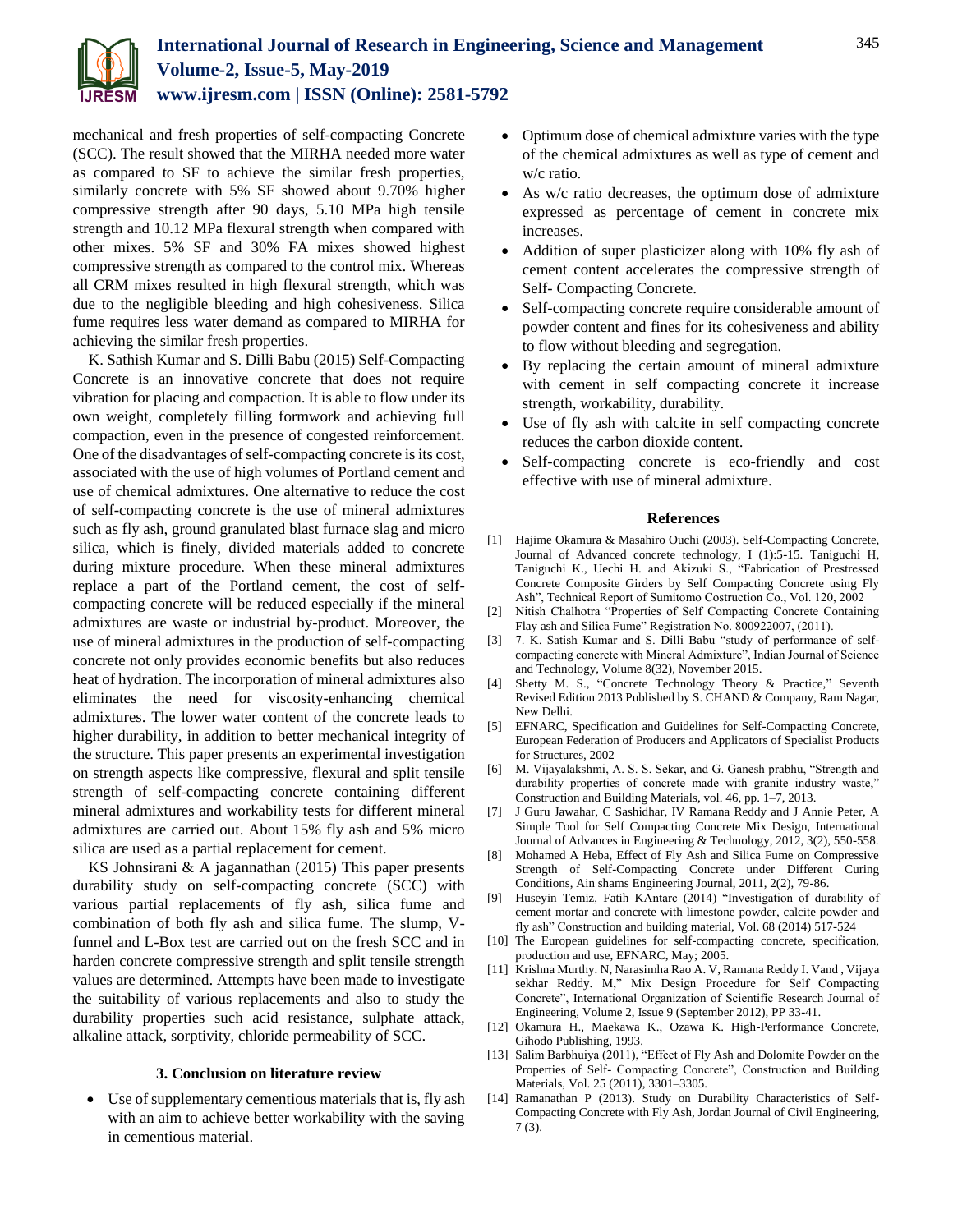mechanical and fresh properties of self-compacting Concrete (SCC). The result showed that the MIRHA needed more water as compared to SF to achieve the similar fresh properties, similarly concrete with 5% SF showed about 9.70% higher compressive strength after 90 days, 5.10 MPa high tensile strength and 10.12 MPa flexural strength when compared with other mixes. 5% SF and 30% FA mixes showed highest compressive strength as compared to the control mix. Whereas all CRM mixes resulted in high flexural strength, which was due to the negligible bleeding and high cohesiveness. Silica fume requires less water demand as compared to MIRHA for achieving the similar fresh properties.

K. Sathish Kumar and S. Dilli Babu (2015) Self-Compacting Concrete is an innovative concrete that does not require vibration for placing and compaction. It is able to flow under its own weight, completely filling formwork and achieving full compaction, even in the presence of congested reinforcement. One of the disadvantages of self-compacting concrete is its cost, associated with the use of high volumes of Portland cement and use of chemical admixtures. One alternative to reduce the cost of self-compacting concrete is the use of mineral admixtures such as fly ash, ground granulated blast furnace slag and micro silica, which is finely, divided materials added to concrete during mixture procedure. When these mineral admixtures replace a part of the Portland cement, the cost of self-compacting concrete will be reduced especially if the mineral admixtures are waste or industrial by-product. Moreover, the use of mineral admixtures in the production of self-compacting concrete not only provides economic benefits but also reduces heat of hydration. The incorporation of mineral admixtures also eliminates the need for viscosity-enhancing chemical admixtures. The lower water content of the concrete leads to higher durability, in addition to better mechanical integrity of the structure. This paper presents an experimental investigation on strength aspects like compressive, flexural and split tensile strength of self-compacting concrete containing different mineral admixtures and workability tests for different mineral admixtures are carried out. About 15% fly ash and 5% micro silica are used as a partial replacement for cement.

KS Johnsirani & A jagannathan (2015) This paper presents durability study on self-compacting concrete (SCC) with various partial replacements of fly ash, silica fume and combination of both fly ash and silica fume. The slump, V-funnel and L-Box test are carried out on the fresh SCC and in harden concrete compressive strength and split tensile strength values are determined. Attempts have been made to investigate the suitability of various replacements and also to study the durability properties such acid resistance, sulphate attack, alkaline attack, sorptivity, chloride permeability of SCC.

## 3. Conclusion on literature review

- Use of supplementary cementious materials that is, fly ash with an aim to achieve better workability with the saving in cementious material.
- Optimum dose of chemical admixture varies with the type of the chemical admixtures as well as type of cement and w/c ratio.
- As w/c ratio decreases, the optimum dose of admixture expressed as percentage of cement in concrete mix increases.
- Addition of super plasticizer along with 10% fly ash of cement content accelerates the compressive strength of Self- Compacting Concrete.
- Self-compacting concrete require considerable amount of powder content and fines for its cohesiveness and ability to flow without bleeding and segregation.
- By replacing the certain amount of mineral admixture with cement in self compacting concrete it increase strength, workability, durability.
- Use of fly ash with calcite in self compacting concrete reduces the carbon dioxide content.
- Self-compacting concrete is eco-friendly and cost effective with use of mineral admixture.

## References

[1] Hajime Okamura & Masahiro Ouchi (2003). Self-Compacting Concrete, Journal of Advanced concrete technology, I (1):5-15. Taniguchi H, Taniguchi K., Uechi H. and Akizuki S., "Fabrication of Prestressed Concrete Composite Girders by Self Compacting Concrete using Fly Ash", Technical Report of Sumitomo Costruction Co., Vol. 120, 2002

[2] Nitish Chalhotra "Properties of Self Compacting Concrete Containing Flay ash and Silica Fume" Registration No. 800922007, (2011).

[3] 7. K. Satish Kumar and S. Dilli Babu "study of performance of self-compacting concrete with Mineral Admixture", Indian Journal of Science and Technology, Volume 8(32), November 2015.

[4] Shetty M. S., "Concrete Technology Theory & Practice," Seventh Revised Edition 2013 Published by S. CHAND & Company, Ram Nagar, New Delhi.

[5] EFNARC, Specification and Guidelines for Self-Compacting Concrete, European Federation of Producers and Applicators of Specialist Products for Structures, 2002

[6] M. Vijayalakshmi, A. S. S. Sekar, and G. Ganesh prabhu, "Strength and durability properties of concrete made with granite industry waste," Construction and Building Materials, vol. 46, pp. 1–7, 2013.

[7] J Guru Jawahar, C Sashidhar, IV Ramana Reddy and J Annie Peter, A Simple Tool for Self Compacting Concrete Mix Design, International Journal of Advances in Engineering & Technology, 2012, 3(2), 550-558.

[8] Mohamed A Heba, Effect of Fly Ash and Silica Fume on Compressive Strength of Self-Compacting Concrete under Different Curing Conditions, Ain shams Engineering Journal, 2011, 2(2), 79-86.

[9] Huseyin Temiz, Fatih KAntarc (2014) "Investigation of durability of cement mortar and concrete with limestone powder, calcite powder and fly ash" Construction and building material, Vol. 68 (2014) 517-524

[10] The European guidelines for self-compacting concrete, specification, production and use, EFNARC, May; 2005.

[11] Krishna Murthy. N, Narasimha Rao A. V, Ramana Reddy I. Vand , Vijaya sekhar Reddy. M," Mix Design Procedure for Self Compacting Concrete", International Organization of Scientific Research Journal of Engineering, Volume 2, Issue 9 (September 2012), PP 33-41.

[12] Okamura H., Maekawa K., Ozawa K. High-Performance Concrete, Gihodo Publishing, 1993.

[13] Salim Barbhuiya (2011), "Effect of Fly Ash and Dolomite Powder on the Properties of Self- Compacting Concrete", Construction and Building Materials, Vol. 25 (2011), 3301–3305.

[14] Ramanathan P (2013). Study on Durability Characteristics of Self-Compacting Concrete with Fly Ash, Jordan Journal of Civil Engineering, 7 (3).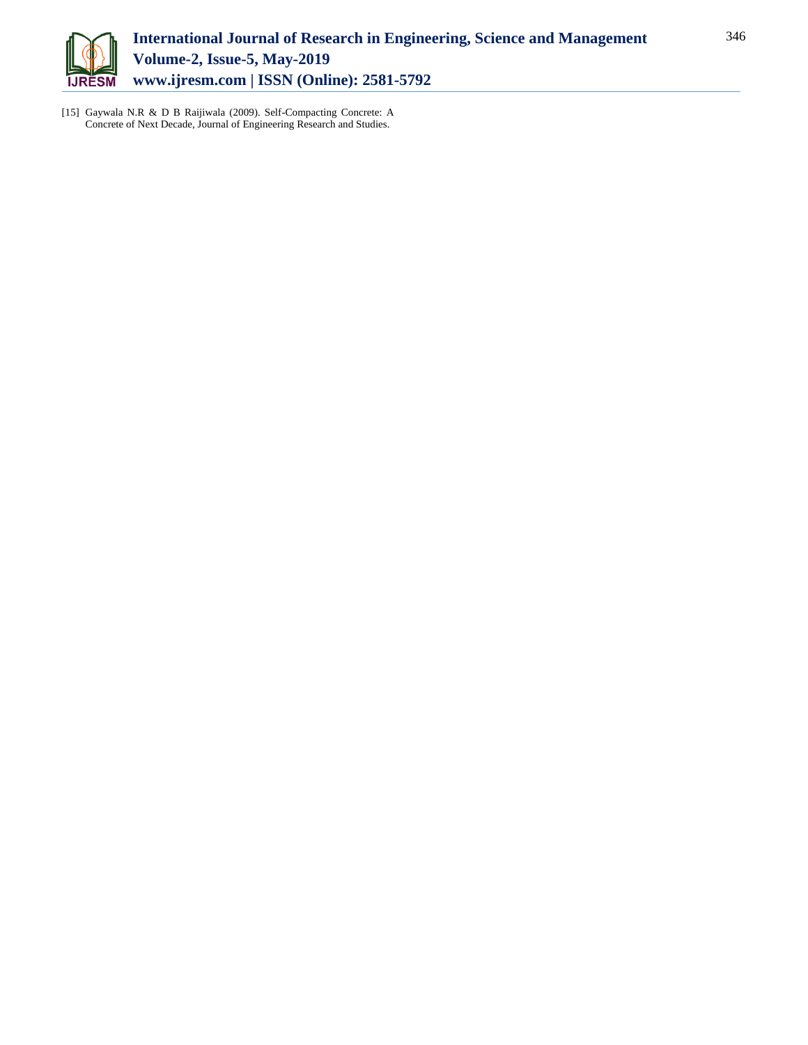[15] Gaywala N.R & D B Raijiwala (2009). Self-Compacting Concrete: A Concrete of Next Decade, Journal of Engineering Research and Studies.